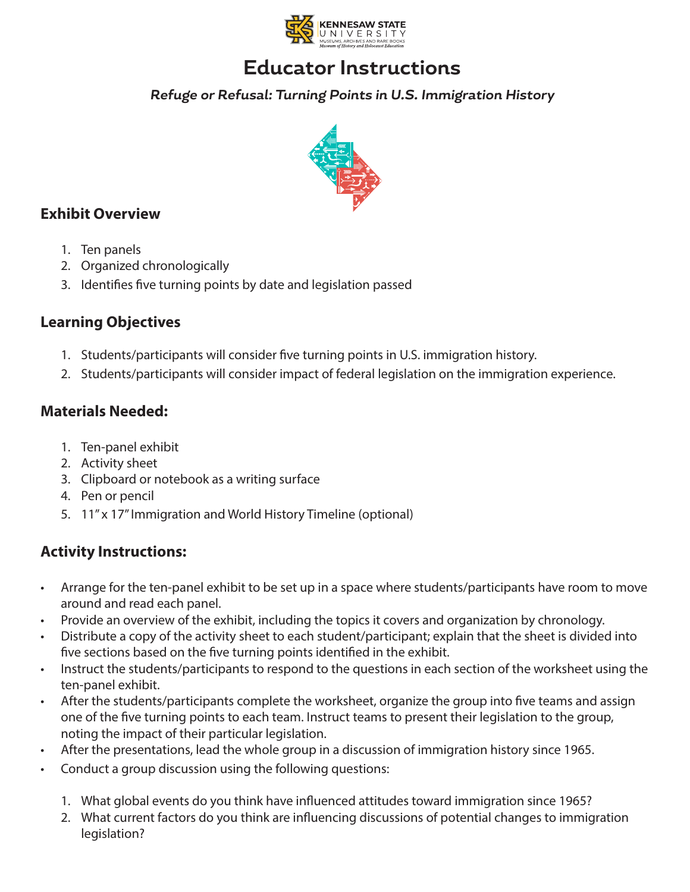# Educator Instructions

***Refuge or Refusal: Turning Points in U.S. Immigration History***

## Exhibit Overview

1. Ten panels
2. Organized chronologically
3. Identifies five turning points by date and legislation passed

## Learning Objectives

1. Students/participants will consider five turning points in U.S. immigration history.
2. Students/participants will consider impact of federal legislation on the immigration experience.

## Materials Needed:

1. Ten-panel exhibit
2. Activity sheet
3. Clipboard or notebook as a writing surface
4. Pen or pencil
5. 11″ x 17″ Immigration and World History Timeline (optional)

## Activity Instructions:

- Arrange for the ten-panel exhibit to be set up in a space where students/participants have room to move around and read each panel.
- Provide an overview of the exhibit, including the topics it covers and organization by chronology.
- Distribute a copy of the activity sheet to each student/participant; explain that the sheet is divided into five sections based on the five turning points identified in the exhibit.
- Instruct the students/participants to respond to the questions in each section of the worksheet using the ten-panel exhibit.
- After the students/participants complete the worksheet, organize the group into five teams and assign one of the five turning points to each team. Instruct teams to present their legislation to the group, noting the impact of their particular legislation.
- After the presentations, lead the whole group in a discussion of immigration history since 1965.
- Conduct a group discussion using the following questions:

  1. What global events do you think have influenced attitudes toward immigration since 1965?
  2. What current factors do you think are influencing discussions of potential changes to immigration legislation?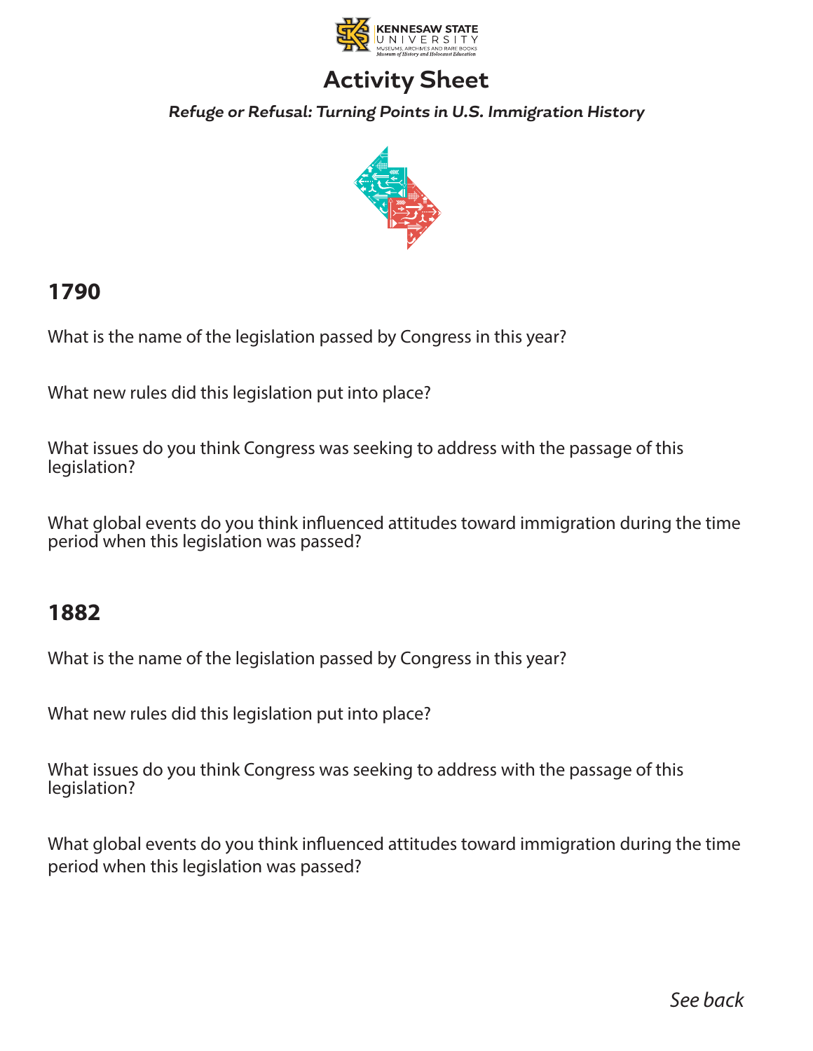# Activity Sheet

***Refuge or Refusal: Turning Points in U.S. Immigration History***

## 1790

What is the name of the legislation passed by Congress in this year?

What new rules did this legislation put into place?

What issues do you think Congress was seeking to address with the passage of this legislation?

What global events do you think influenced attitudes toward immigration during the time period when this legislation was passed?

## 1882

What is the name of the legislation passed by Congress in this year?

What new rules did this legislation put into place?

What issues do you think Congress was seeking to address with the passage of this legislation?

What global events do you think influenced attitudes toward immigration during the time period when this legislation was passed?

*See back*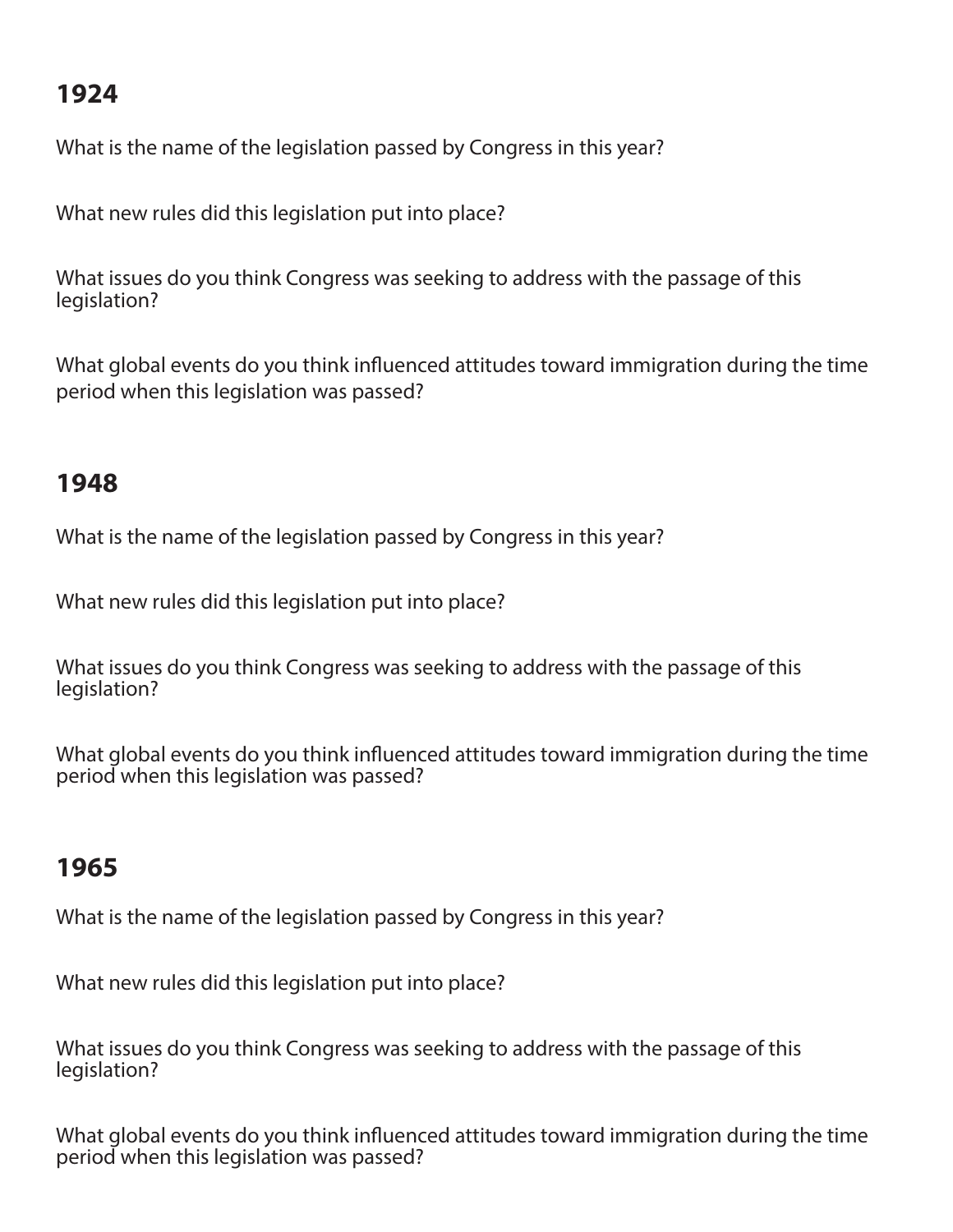## 1924

What is the name of the legislation passed by Congress in this year?

What new rules did this legislation put into place?

What issues do you think Congress was seeking to address with the passage of this legislation?

What global events do you think influenced attitudes toward immigration during the time period when this legislation was passed?

## 1948

What is the name of the legislation passed by Congress in this year?

What new rules did this legislation put into place?

What issues do you think Congress was seeking to address with the passage of this legislation?

What global events do you think influenced attitudes toward immigration during the time period when this legislation was passed?

## 1965

What is the name of the legislation passed by Congress in this year?

What new rules did this legislation put into place?

What issues do you think Congress was seeking to address with the passage of this legislation?

What global events do you think influenced attitudes toward immigration during the time period when this legislation was passed?